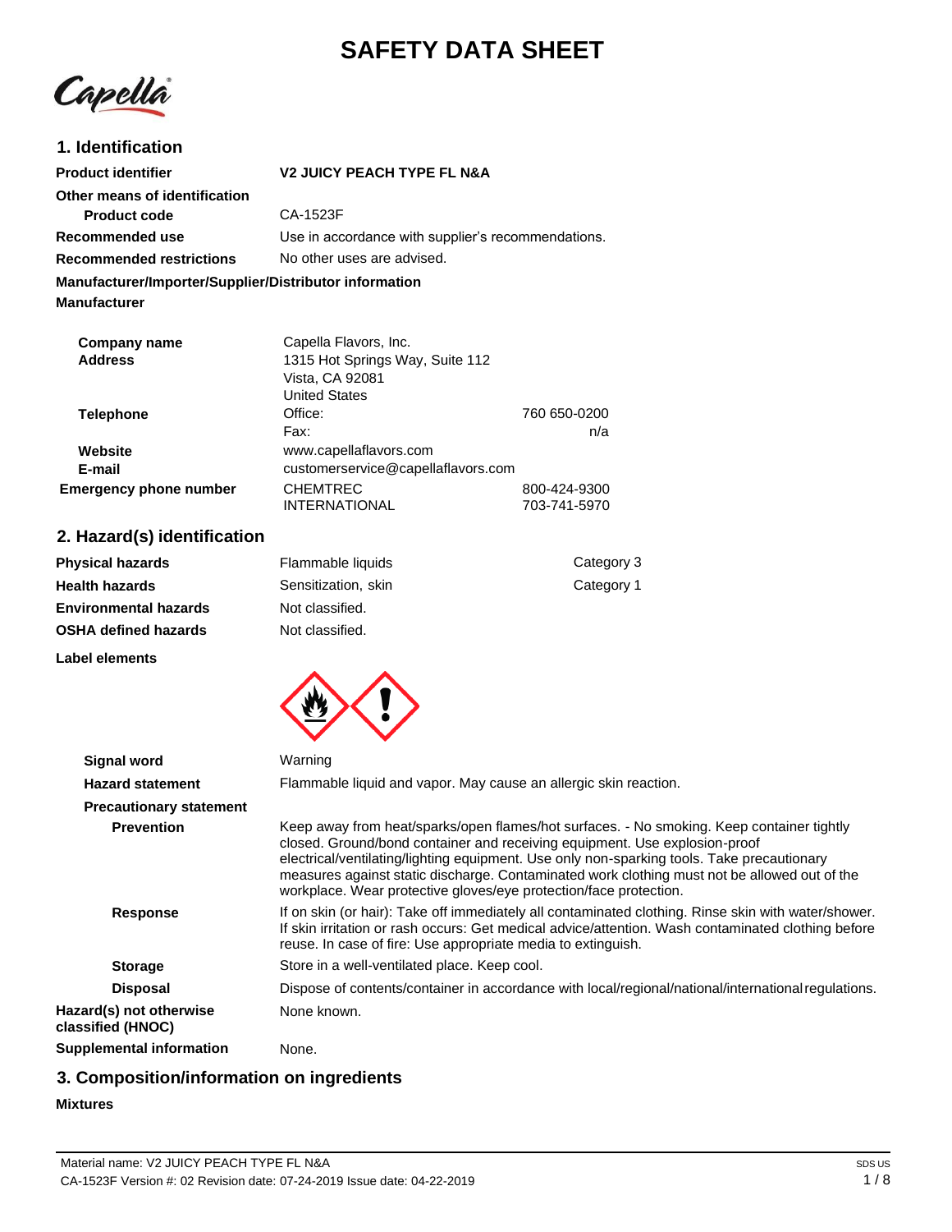# SAFETY DATA SHEET

## 1. Identification

| | |
|---|---|
| **Product identifier** | **V2 JUICY PEACH TYPE FL N&A** |
| **Other means of identification** | |
| **Product code** | CA-1523F |
| **Recommended use** | Use in accordance with supplier's recommendations. |
| **Recommended restrictions** | No other uses are advised. |

**Manufacturer/Importer/Supplier/Distributor information**

**Manufacturer**

| | | |
|---|---|---|
| **Company name** | Capella Flavors, Inc. | |
| **Address** | 1315 Hot Springs Way, Suite 112<br>Vista, CA 92081<br>United States | |
| **Telephone** | Office: | 760 650-0200 |
| | Fax: | n/a |
| **Website** | www.capellaflavors.com | |
| **E-mail** | customerservice@capellaflavors.com | |
| **Emergency phone number** | CHEMTREC | 800-424-9300 |
| | INTERNATIONAL | 703-741-5970 |

## 2. Hazard(s) identification

| | | |
|---|---|---|
| **Physical hazards** | Flammable liquids | Category 3 |
| **Health hazards** | Sensitization, skin | Category 1 |
| **Environmental hazards** | Not classified. | |
| **OSHA defined hazards** | Not classified. | |

**Label elements**

| | |
|---|---|
| **Signal word** | Warning |
| **Hazard statement** | Flammable liquid and vapor. May cause an allergic skin reaction. |
| **Precautionary statement** | |
| **Prevention** | Keep away from heat/sparks/open flames/hot surfaces. - No smoking. Keep container tightly closed. Ground/bond container and receiving equipment. Use explosion-proof electrical/ventilating/lighting equipment. Use only non-sparking tools. Take precautionary measures against static discharge. Contaminated work clothing must not be allowed out of the workplace. Wear protective gloves/eye protection/face protection. |
| **Response** | If on skin (or hair): Take off immediately all contaminated clothing. Rinse skin with water/shower. If skin irritation or rash occurs: Get medical advice/attention. Wash contaminated clothing before reuse. In case of fire: Use appropriate media to extinguish. |
| **Storage** | Store in a well-ventilated place. Keep cool. |
| **Disposal** | Dispose of contents/container in accordance with local/regional/national/international regulations. |
| **Hazard(s) not otherwise classified (HNOC)** | None known. |
| **Supplemental information** | None. |

## 3. Composition/information on ingredients

**Mixtures**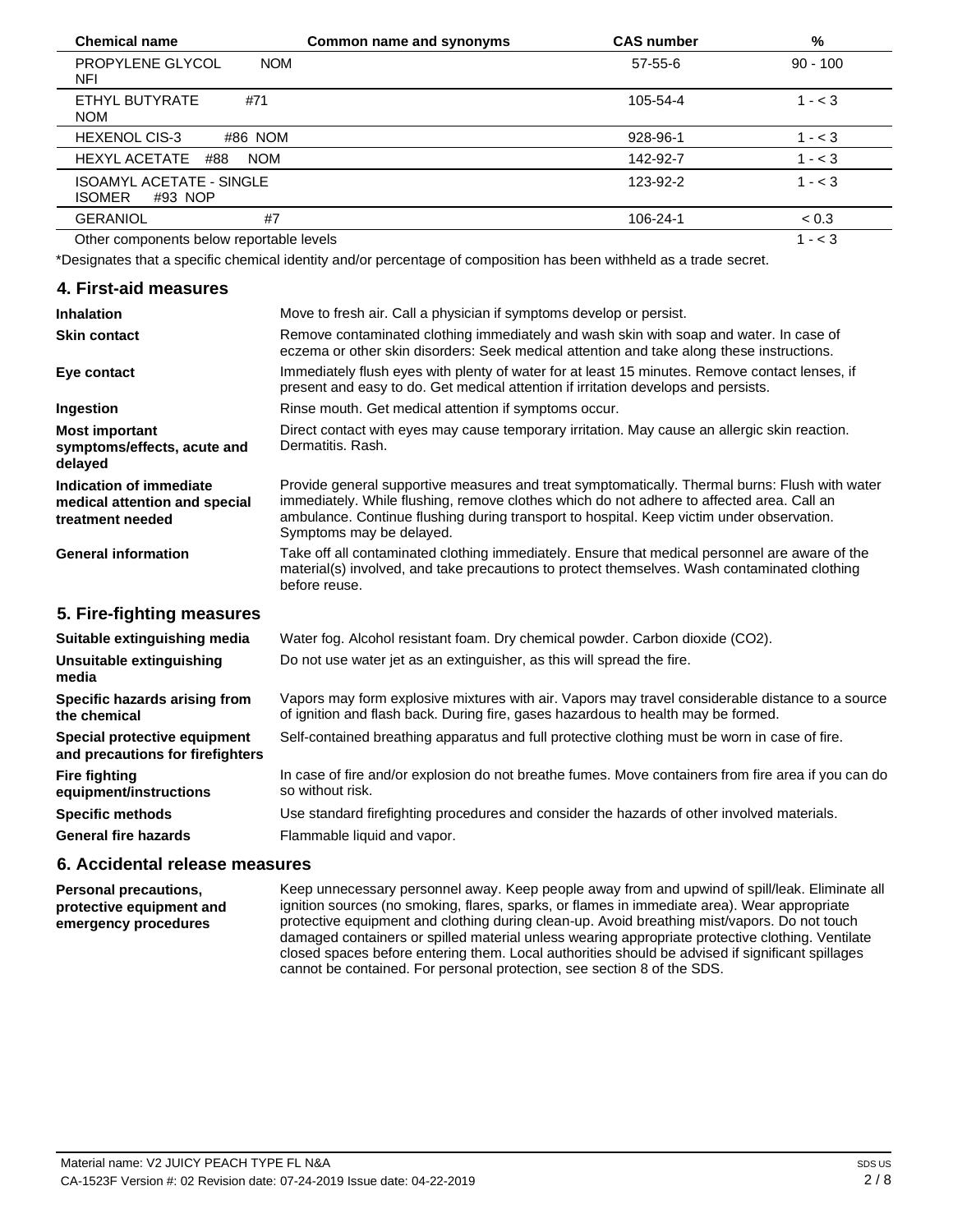| Chemical name | Common name and synonyms | CAS number | % |
| --- | --- | --- | --- |
| PROPYLENE GLYCOL NOM NFI | | 57-55-6 | 90 - 100 |
| ETHYL BUTYRATE #71 NOM | | 105-54-4 | 1 - < 3 |
| HEXENOL CIS-3 #86 NOM | | 928-96-1 | 1 - < 3 |
| HEXYL ACETATE #88 NOM | | 142-92-7 | 1 - < 3 |
| ISOAMYL ACETATE - SINGLE ISOMER #93 NOP | | 123-92-2 | 1 - < 3 |
| GERANIOL #7 | | 106-24-1 | < 0.3 |
| Other components below reportable levels | | | 1 - < 3 |

*Designates that a specific chemical identity and/or percentage of composition has been withheld as a trade secret.

## 4. First-aid measures

| | |
| --- | --- |
| **Inhalation** | Move to fresh air. Call a physician if symptoms develop or persist. |
| **Skin contact** | Remove contaminated clothing immediately and wash skin with soap and water. In case of eczema or other skin disorders: Seek medical attention and take along these instructions. |
| **Eye contact** | Immediately flush eyes with plenty of water for at least 15 minutes. Remove contact lenses, if present and easy to do. Get medical attention if irritation develops and persists. |
| **Ingestion** | Rinse mouth. Get medical attention if symptoms occur. |
| **Most important symptoms/effects, acute and delayed** | Direct contact with eyes may cause temporary irritation. May cause an allergic skin reaction. Dermatitis. Rash. |
| **Indication of immediate medical attention and special treatment needed** | Provide general supportive measures and treat symptomatically. Thermal burns: Flush with water immediately. While flushing, remove clothes which do not adhere to affected area. Call an ambulance. Continue flushing during transport to hospital. Keep victim under observation. Symptoms may be delayed. |
| **General information** | Take off all contaminated clothing immediately. Ensure that medical personnel are aware of the material(s) involved, and take precautions to protect themselves. Wash contaminated clothing before reuse. |

## 5. Fire-fighting measures

| | |
| --- | --- |
| **Suitable extinguishing media** | Water fog. Alcohol resistant foam. Dry chemical powder. Carbon dioxide ($CO_2$). |
| **Unsuitable extinguishing media** | Do not use water jet as an extinguisher, as this will spread the fire. |
| **Specific hazards arising from the chemical** | Vapors may form explosive mixtures with air. Vapors may travel considerable distance to a source of ignition and flash back. During fire, gases hazardous to health may be formed. |
| **Special protective equipment and precautions for firefighters** | Self-contained breathing apparatus and full protective clothing must be worn in case of fire. |
| **Fire fighting equipment/instructions** | In case of fire and/or explosion do not breathe fumes. Move containers from fire area if you can do so without risk. |
| **Specific methods** | Use standard firefighting procedures and consider the hazards of other involved materials. |
| **General fire hazards** | Flammable liquid and vapor. |

## 6. Accidental release measures

| | |
| --- | --- |
| **Personal precautions, protective equipment and emergency procedures** | Keep unnecessary personnel away. Keep people away from and upwind of spill/leak. Eliminate all ignition sources (no smoking, flares, sparks, or flames in immediate area). Wear appropriate protective equipment and clothing during clean-up. Avoid breathing mist/vapors. Do not touch damaged containers or spilled material unless wearing appropriate protective clothing. Ventilate closed spaces before entering them. Local authorities should be advised if significant spillages cannot be contained. For personal protection, see section 8 of the SDS. |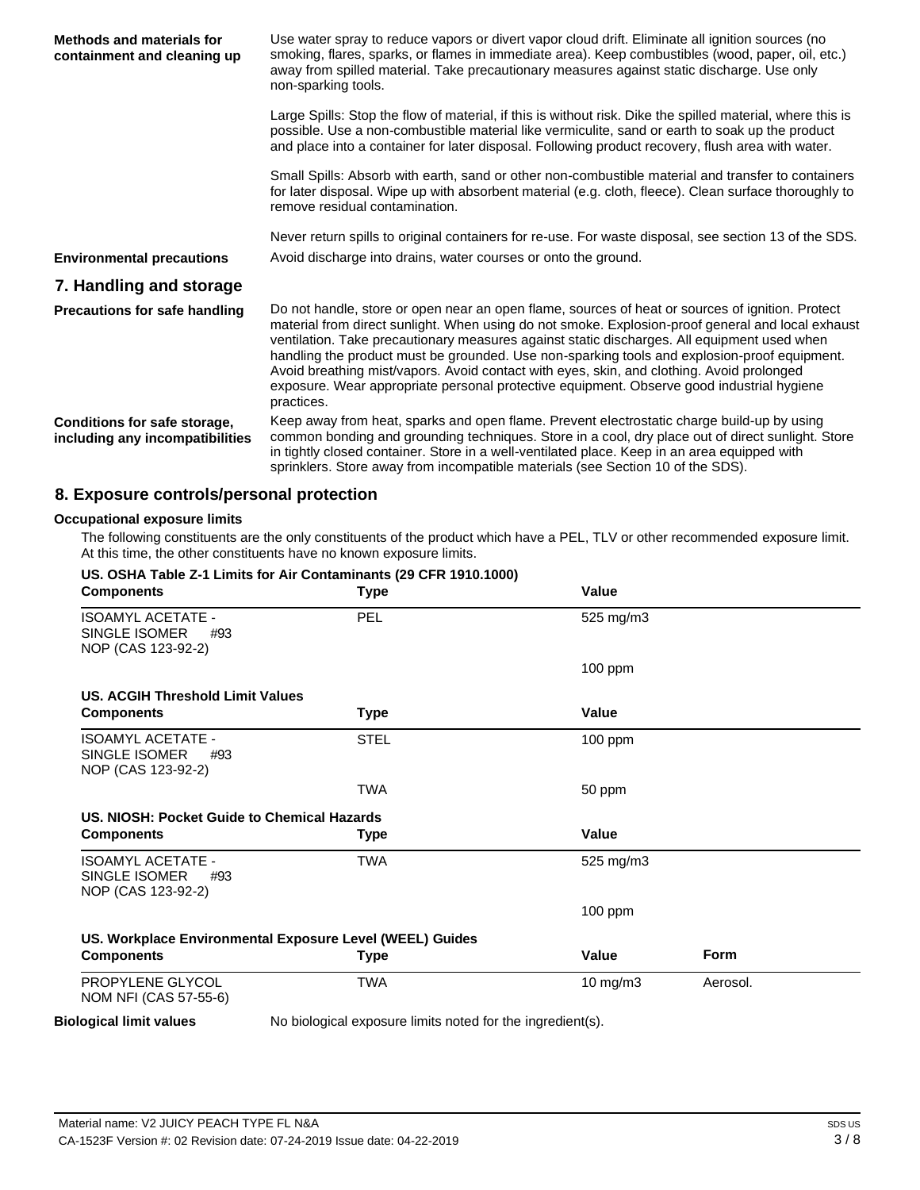**Methods and materials for containment and cleaning up**

Use water spray to reduce vapors or divert vapor cloud drift. Eliminate all ignition sources (no smoking, flares, sparks, or flames in immediate area). Keep combustibles (wood, paper, oil, etc.) away from spilled material. Take precautionary measures against static discharge. Use only non-sparking tools.

Large Spills: Stop the flow of material, if this is without risk. Dike the spilled material, where this is possible. Use a non-combustible material like vermiculite, sand or earth to soak up the product and place into a container for later disposal. Following product recovery, flush area with water.

Small Spills: Absorb with earth, sand or other non-combustible material and transfer to containers for later disposal. Wipe up with absorbent material (e.g. cloth, fleece). Clean surface thoroughly to remove residual contamination.

Never return spills to original containers for re-use. For waste disposal, see section 13 of the SDS.

**Environmental precautions**

Avoid discharge into drains, water courses or onto the ground.

## 7. Handling and storage

**Precautions for safe handling**

Do not handle, store or open near an open flame, sources of heat or sources of ignition. Protect material from direct sunlight. When using do not smoke. Explosion-proof general and local exhaust ventilation. Take precautionary measures against static discharges. All equipment used when handling the product must be grounded. Use non-sparking tools and explosion-proof equipment. Avoid breathing mist/vapors. Avoid contact with eyes, skin, and clothing. Avoid prolonged exposure. Wear appropriate personal protective equipment. Observe good industrial hygiene practices.

**Conditions for safe storage, including any incompatibilities**

Keep away from heat, sparks and open flame. Prevent electrostatic charge build-up by using common bonding and grounding techniques. Store in a cool, dry place out of direct sunlight. Store in tightly closed container. Store in a well-ventilated place. Keep in an area equipped with sprinklers. Store away from incompatible materials (see Section 10 of the SDS).

## 8. Exposure controls/personal protection

**Occupational exposure limits**

The following constituents are the only constituents of the product which have a PEL, TLV or other recommended exposure limit. At this time, the other constituents have no known exposure limits.

**US. OSHA Table Z-1 Limits for Air Contaminants (29 CFR 1910.1000)**

| Components | Type | Value |
|---|---|---|
| ISOAMYL ACETATE - SINGLE ISOMER #93 NOP (CAS 123-92-2) | PEL | 525 mg/m3 |
| | | 100 ppm |

**US. ACGIH Threshold Limit Values**

| Components | Type | Value |
|---|---|---|
| ISOAMYL ACETATE - SINGLE ISOMER #93 NOP (CAS 123-92-2) | STEL | 100 ppm |
| | TWA | 50 ppm |

**US. NIOSH: Pocket Guide to Chemical Hazards**

| Components | Type | Value |
|---|---|---|
| ISOAMYL ACETATE - SINGLE ISOMER #93 NOP (CAS 123-92-2) | TWA | 525 mg/m3 |
| | | 100 ppm |

**US. Workplace Environmental Exposure Level (WEEL) Guides**

| Components | Type | Value | Form |
|---|---|---|---|
| PROPYLENE GLYCOL NOM NFI (CAS 57-55-6) | TWA | 10 mg/m3 | Aerosol. |

**Biological limit values**

No biological exposure limits noted for the ingredient(s).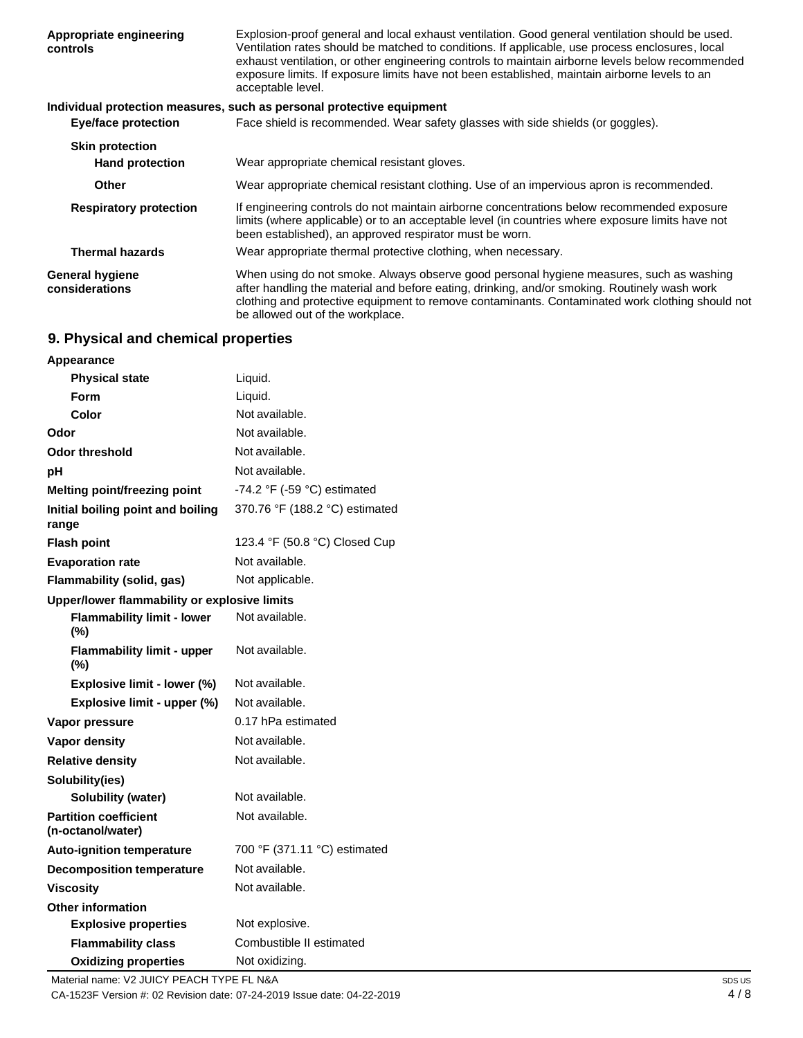| | |
|---|---|
| **Appropriate engineering controls** | Explosion-proof general and local exhaust ventilation. Good general ventilation should be used. Ventilation rates should be matched to conditions. If applicable, use process enclosures, local exhaust ventilation, or other engineering controls to maintain airborne levels below recommended exposure limits. If exposure limits have not been established, maintain airborne levels to an acceptable level. |

**Individual protection measures, such as personal protective equipment**

| | |
|---|---|
| **Eye/face protection** | Face shield is recommended. Wear safety glasses with side shields (or goggles). |
| **Skin protection** | |
| **Hand protection** | Wear appropriate chemical resistant gloves. |
| **Other** | Wear appropriate chemical resistant clothing. Use of an impervious apron is recommended. |
| **Respiratory protection** | If engineering controls do not maintain airborne concentrations below recommended exposure limits (where applicable) or to an acceptable level (in countries where exposure limits have not been established), an approved respirator must be worn. |
| **Thermal hazards** | Wear appropriate thermal protective clothing, when necessary. |
| **General hygiene considerations** | When using do not smoke. Always observe good personal hygiene measures, such as washing after handling the material and before eating, drinking, and/or smoking. Routinely wash work clothing and protective equipment to remove contaminants. Contaminated work clothing should not be allowed out of the workplace. |

## 9. Physical and chemical properties

| | |
|---|---|
| **Appearance** | |
| **Physical state** | Liquid. |
| **Form** | Liquid. |
| **Color** | Not available. |
| **Odor** | Not available. |
| **Odor threshold** | Not available. |
| **pH** | Not available. |
| **Melting point/freezing point** | -74.2 °F (-59 °C) estimated |
| **Initial boiling point and boiling range** | 370.76 °F (188.2 °C) estimated |
| **Flash point** | 123.4 °F (50.8 °C) Closed Cup |
| **Evaporation rate** | Not available. |
| **Flammability (solid, gas)** | Not applicable. |
| **Upper/lower flammability or explosive limits** | |
| **Flammability limit - lower (%)** | Not available. |
| **Flammability limit - upper (%)** | Not available. |
| **Explosive limit - lower (%)** | Not available. |
| **Explosive limit - upper (%)** | Not available. |
| **Vapor pressure** | 0.17 hPa estimated |
| **Vapor density** | Not available. |
| **Relative density** | Not available. |
| **Solubility(ies)** | |
| **Solubility (water)** | Not available. |
| **Partition coefficient (n-octanol/water)** | Not available. |
| **Auto-ignition temperature** | 700 °F (371.11 °C) estimated |
| **Decomposition temperature** | Not available. |
| **Viscosity** | Not available. |
| **Other information** | |
| **Explosive properties** | Not explosive. |
| **Flammability class** | Combustible II estimated |
| **Oxidizing properties** | Not oxidizing. |

Material name: V2 JUICY PEACH TYPE FL N&A

CA-1523F Version #: 02 Revision date: 07-24-2019 Issue date: 04-22-2019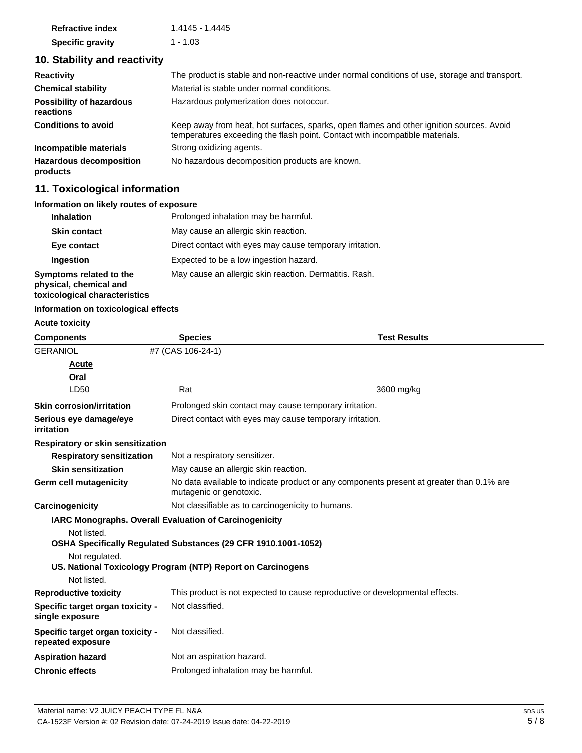| | |
|---|---|
| **Refractive index** | 1.4145 - 1.4445 |
| **Specific gravity** | 1 - 1.03 |

## 10. Stability and reactivity

| | |
|---|---|
| **Reactivity** | The product is stable and non-reactive under normal conditions of use, storage and transport. |
| **Chemical stability** | Material is stable under normal conditions. |
| **Possibility of hazardous reactions** | Hazardous polymerization does notoccur. |
| **Conditions to avoid** | Keep away from heat, hot surfaces, sparks, open flames and other ignition sources. Avoid temperatures exceeding the flash point. Contact with incompatible materials. |
| **Incompatible materials** | Strong oxidizing agents. |
| **Hazardous decomposition products** | No hazardous decomposition products are known. |

## 11. Toxicological information

**Information on likely routes of exposure**

| | |
|---|---|
| **Inhalation** | Prolonged inhalation may be harmful. |
| **Skin contact** | May cause an allergic skin reaction. |
| **Eye contact** | Direct contact with eyes may cause temporary irritation. |
| **Ingestion** | Expected to be a low ingestion hazard. |
| **Symptoms related to the physical, chemical and toxicological characteristics** | May cause an allergic skin reaction. Dermatitis. Rash. |

**Information on toxicological effects**

**Acute toxicity**

| Components | Species | Test Results |
|---|---|---|
| GERANIOL | #7 (CAS 106-24-1) | |
| ***Acute*** | | |
| **Oral** | | |
| LD50 | Rat | 3600 mg/kg |

| | |
|---|---|
| **Skin corrosion/irritation** | Prolonged skin contact may cause temporary irritation. |
| **Serious eye damage/eye irritation** | Direct contact with eyes may cause temporary irritation. |
| **Respiratory or skin sensitization** | |
| **Respiratory sensitization** | Not a respiratory sensitizer. |
| **Skin sensitization** | May cause an allergic skin reaction. |
| **Germ cell mutagenicity** | No data available to indicate product or any components present at greater than 0.1% are mutagenic or genotoxic. |
| **Carcinogenicity** | Not classifiable as to carcinogenicity to humans. |

**IARC Monographs. Overall Evaluation of Carcinogenicity**

Not listed.

**OSHA Specifically Regulated Substances (29 CFR 1910.1001-1052)**

Not regulated.

**US. National Toxicology Program (NTP) Report on Carcinogens**

Not listed.

| | |
|---|---|
| **Reproductive toxicity** | This product is not expected to cause reproductive or developmental effects. |
| **Specific target organ toxicity - single exposure** | Not classified. |
| **Specific target organ toxicity - repeated exposure** | Not classified. |
| **Aspiration hazard** | Not an aspiration hazard. |
| **Chronic effects** | Prolonged inhalation may be harmful. |

Material name: V2 JUICY PEACH TYPE FL N&A

CA-1523F Version #: 02 Revision date: 07-24-2019 Issue date: 04-22-2019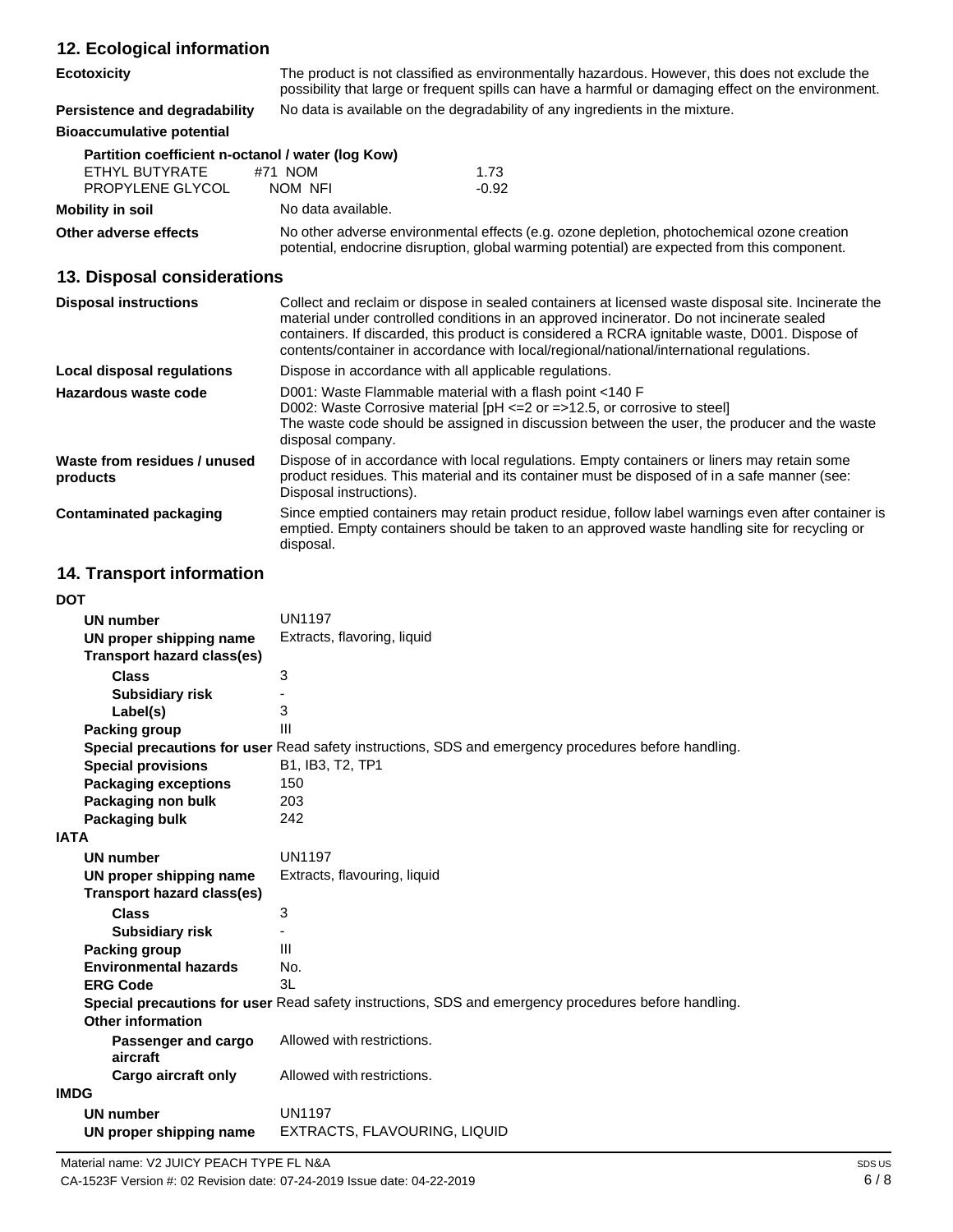## 12. Ecological information

**Ecotoxicity** The product is not classified as environmentally hazardous. However, this does not exclude the possibility that large or frequent spills can have a harmful or damaging effect on the environment.

**Persistence and degradability** No data is available on the degradability of any ingredients in the mixture.

**Bioaccumulative potential**

**Partition coefficient n-octanol / water (log Kow)**

| | | |
|---|---|---|
| ETHYL BUTYRATE | #71 NOM | 1.73 |
| PROPYLENE GLYCOL | NOM NFI | -0.92 |

**Mobility in soil** No data available.

**Other adverse effects** No other adverse environmental effects (e.g. ozone depletion, photochemical ozone creation potential, endocrine disruption, global warming potential) are expected from this component.

## 13. Disposal considerations

**Disposal instructions** Collect and reclaim or dispose in sealed containers at licensed waste disposal site. Incinerate the material under controlled conditions in an approved incinerator. Do not incinerate sealed containers. If discarded, this product is considered a RCRA ignitable waste, D001. Dispose of contents/container in accordance with local/regional/national/international regulations.

**Local disposal regulations** Dispose in accordance with all applicable regulations.

**Hazardous waste code** D001: Waste Flammable material with a flash point <140 F
D002: Waste Corrosive material [pH <=2 or =>12.5, or corrosive to steel]
The waste code should be assigned in discussion between the user, the producer and the waste disposal company.

**Waste from residues / unused products** Dispose of in accordance with local regulations. Empty containers or liners may retain some product residues. This material and its container must be disposed of in a safe manner (see: Disposal instructions).

**Contaminated packaging** Since emptied containers may retain product residue, follow label warnings even after container is emptied. Empty containers should be taken to an approved waste handling site for recycling or disposal.

## 14. Transport information

**DOT**

**UN number** UN1197
**UN proper shipping name** Extracts, flavoring, liquid
**Transport hazard class(es)**
**Class** 3
**Subsidiary risk** -
**Label(s)** 3
**Packing group** III
**Special precautions for user** Read safety instructions, SDS and emergency procedures before handling.
**Special provisions** B1, IB3, T2, TP1
**Packaging exceptions** 150
**Packaging non bulk** 203
**Packaging bulk** 242

**IATA**

**UN number** UN1197
**UN proper shipping name** Extracts, flavouring, liquid
**Transport hazard class(es)**
**Class** 3
**Subsidiary risk** -
**Packing group** III
**Environmental hazards** No.
**ERG Code** 3L
**Special precautions for user** Read safety instructions, SDS and emergency procedures before handling.
**Other information**
**Passenger and cargo aircraft** Allowed with restrictions.
**Cargo aircraft only** Allowed with restrictions.

**IMDG**

**UN number** UN1197
**UN proper shipping name** EXTRACTS, FLAVOURING, LIQUID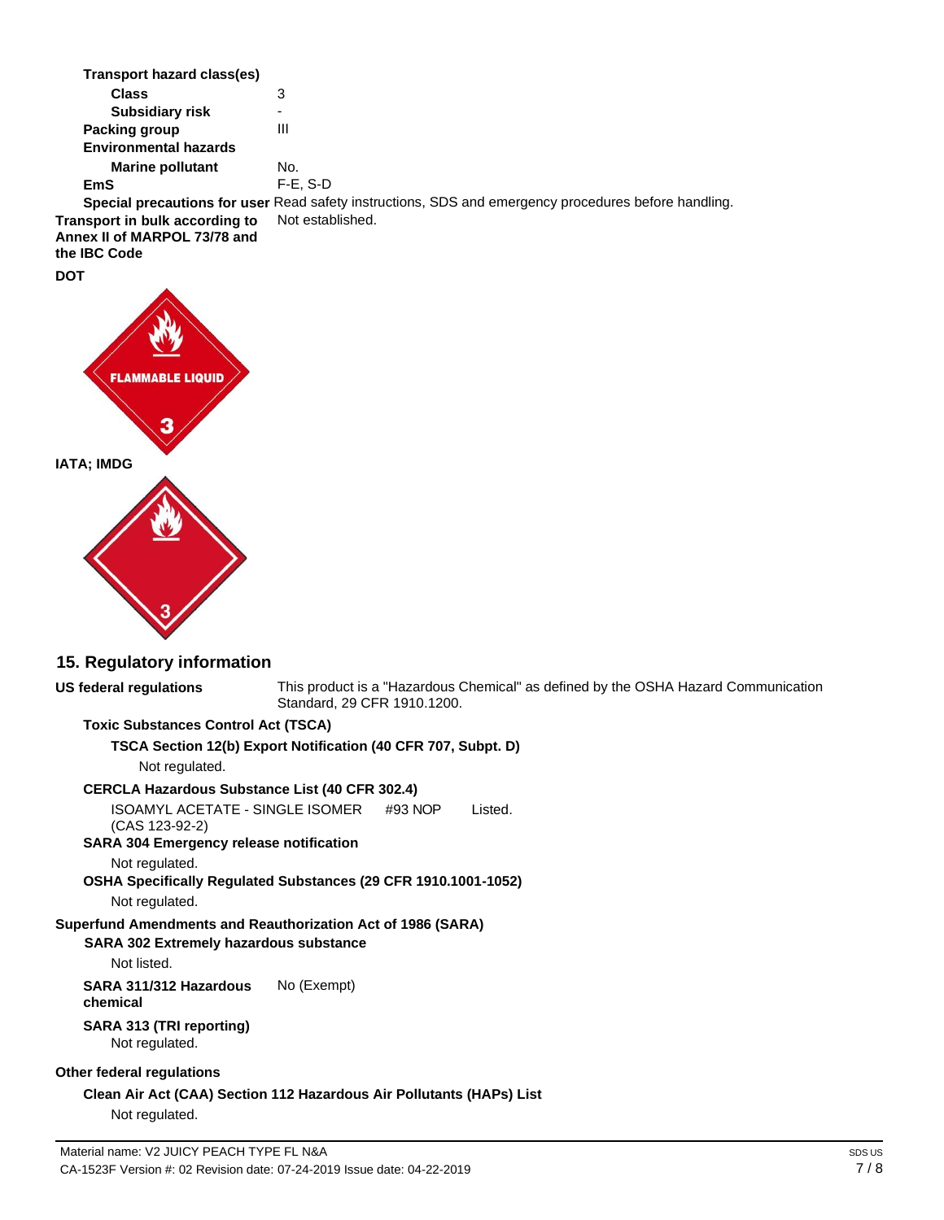**Transport hazard class(es)**

| | |
|---|---|
| **Class** | 3 |
| **Subsidiary risk** | - |
| **Packing group** | III |
| **Environmental hazards** | |
| **Marine pollutant** | No. |
| **EmS** | F-E, S-D |
| **Special precautions for user** | Read safety instructions, SDS and emergency procedures before handling. |
| **Transport in bulk according to Annex II of MARPOL 73/78 and the IBC Code** | Not established. |

**DOT**

**IATA; IMDG**

## 15. Regulatory information

**US federal regulations** This product is a "Hazardous Chemical" as defined by the OSHA Hazard Communication Standard, 29 CFR 1910.1200.

**Toxic Substances Control Act (TSCA)**

**TSCA Section 12(b) Export Notification (40 CFR 707, Subpt. D)**

Not regulated.

**CERCLA Hazardous Substance List (40 CFR 302.4)**

| | | |
|---|---|---|
| ISOAMYL ACETATE - SINGLE ISOMER (CAS 123-92-2) | #93 NOP | Listed. |

**SARA 304 Emergency release notification**

Not regulated.

**OSHA Specifically Regulated Substances (29 CFR 1910.1001-1052)**

Not regulated.

**Superfund Amendments and Reauthorization Act of 1986 (SARA)**

**SARA 302 Extremely hazardous substance**

Not listed.

**SARA 311/312 Hazardous chemical** No (Exempt)

**SARA 313 (TRI reporting)**

Not regulated.

**Other federal regulations**

**Clean Air Act (CAA) Section 112 Hazardous Air Pollutants (HAPs) List**

Not regulated.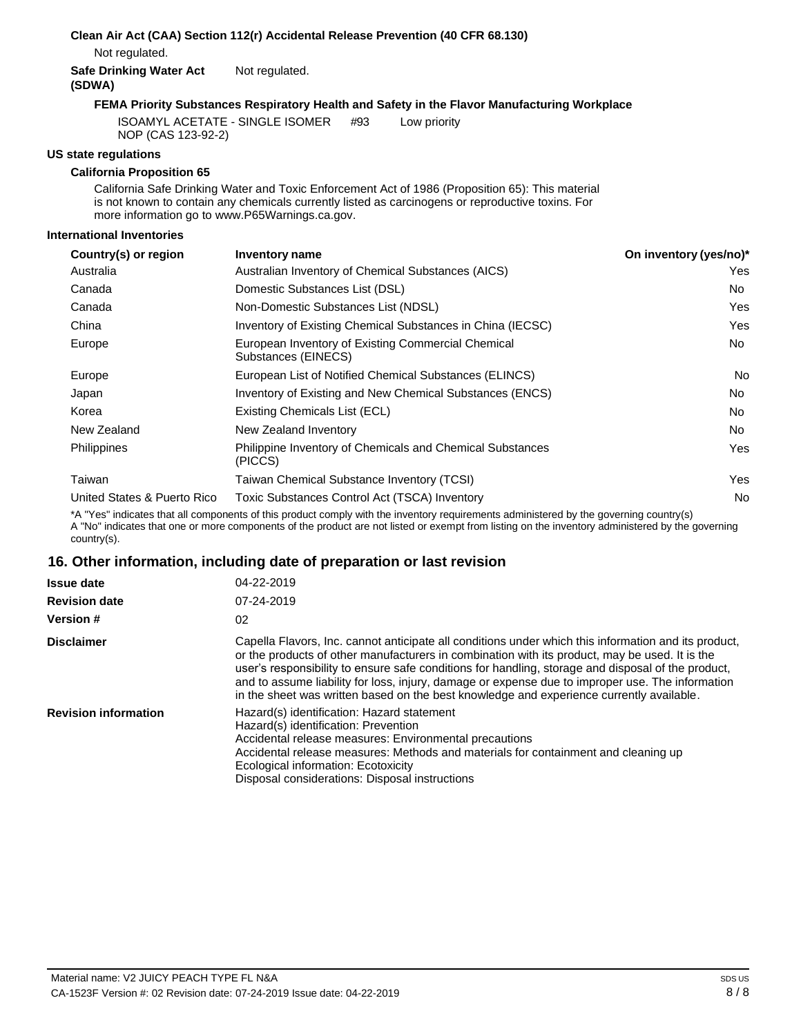**Clean Air Act (CAA) Section 112(r) Accidental Release Prevention (40 CFR 68.130)**

Not regulated.

**Safe Drinking Water Act (SDWA)** Not regulated.

**FEMA Priority Substances Respiratory Health and Safety in the Flavor Manufacturing Workplace**

ISOAMYL ACETATE - SINGLE ISOMER NOP (CAS 123-92-2) #93 Low priority

**US state regulations**

**California Proposition 65**

California Safe Drinking Water and Toxic Enforcement Act of 1986 (Proposition 65): This material is not known to contain any chemicals currently listed as carcinogens or reproductive toxins. For more information go to www.P65Warnings.ca.gov.

**International Inventories**

| Country(s) or region | Inventory name | On inventory (yes/no)* |
|---|---|---|
| Australia | Australian Inventory of Chemical Substances (AICS) | Yes |
| Canada | Domestic Substances List (DSL) | No |
| Canada | Non-Domestic Substances List (NDSL) | Yes |
| China | Inventory of Existing Chemical Substances in China (IECSC) | Yes |
| Europe | European Inventory of Existing Commercial Chemical Substances (EINECS) | No |
| Europe | European List of Notified Chemical Substances (ELINCS) | No |
| Japan | Inventory of Existing and New Chemical Substances (ENCS) | No |
| Korea | Existing Chemicals List (ECL) | No |
| New Zealand | New Zealand Inventory | No |
| Philippines | Philippine Inventory of Chemicals and Chemical Substances (PICCS) | Yes |
| Taiwan | Taiwan Chemical Substance Inventory (TCSI) | Yes |
| United States & Puerto Rico | Toxic Substances Control Act (TSCA) Inventory | No |

*A "Yes" indicates that all components of this product comply with the inventory requirements administered by the governing country(s)
A "No" indicates that one or more components of the product are not listed or exempt from listing on the inventory administered by the governing country(s).

## 16. Other information, including date of preparation or last revision

**Issue date** 04-22-2019

**Revision date** 07-24-2019

**Version #** 02

**Disclaimer** Capella Flavors, Inc. cannot anticipate all conditions under which this information and its product, or the products of other manufacturers in combination with its product, may be used. It is the user's responsibility to ensure safe conditions for handling, storage and disposal of the product, and to assume liability for loss, injury, damage or expense due to improper use. The information in the sheet was written based on the best knowledge and experience currently available.

**Revision information**

Hazard(s) identification: Hazard statement
Hazard(s) identification: Prevention
Accidental release measures: Environmental precautions
Accidental release measures: Methods and materials for containment and cleaning up
Ecological information: Ecotoxicity
Disposal considerations: Disposal instructions